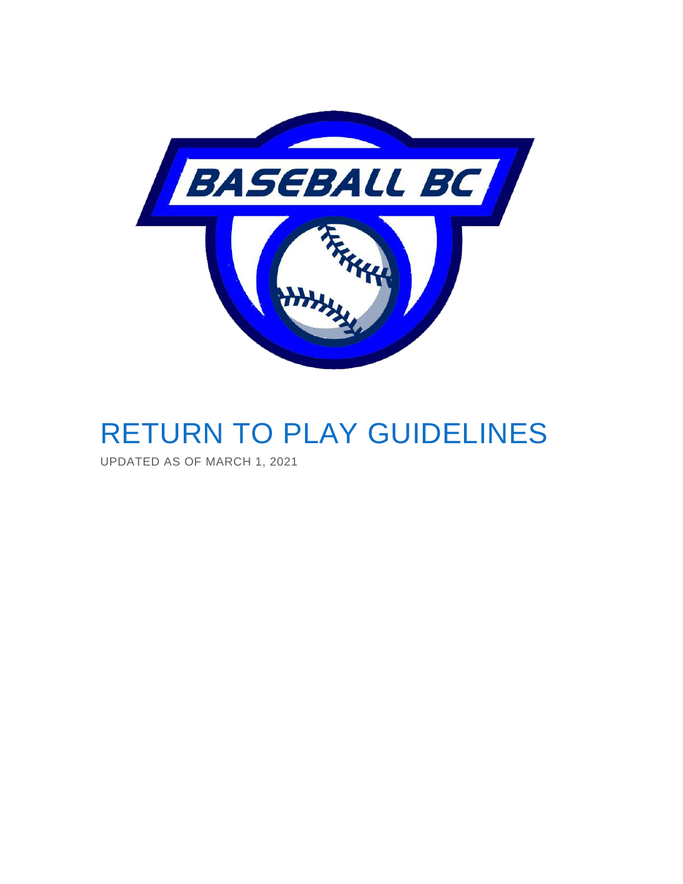# RETURN TO PLAY GUIDELINES

UPDATED AS OF MARCH 1, 2021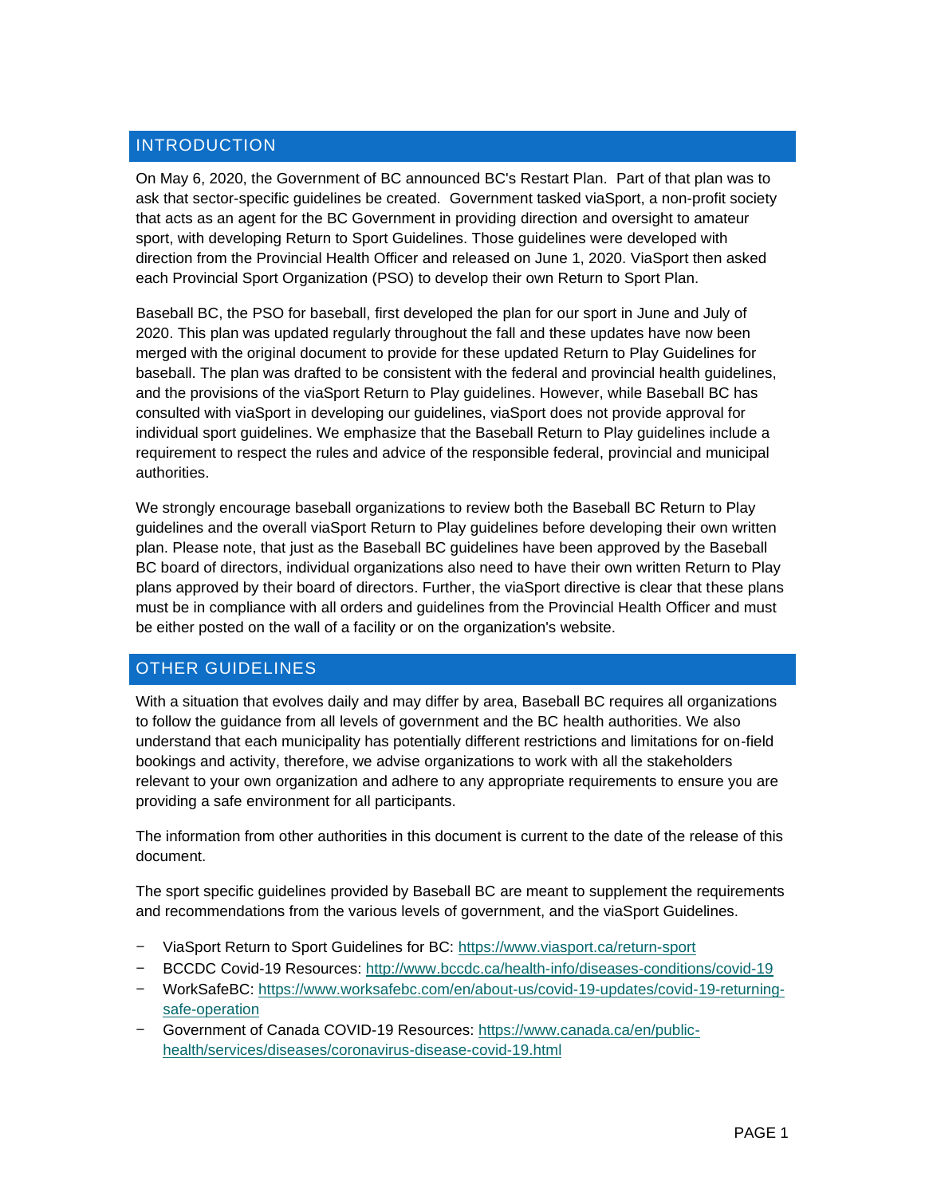## INTRODUCTION

On May 6, 2020, the Government of BC announced BC's Restart Plan. Part of that plan was to ask that sector-specific guidelines be created. Government tasked viaSport, a non-profit society that acts as an agent for the BC Government in providing direction and oversight to amateur sport, with developing Return to Sport Guidelines. Those guidelines were developed with direction from the Provincial Health Officer and released on June 1, 2020. ViaSport then asked each Provincial Sport Organization (PSO) to develop their own Return to Sport Plan.

Baseball BC, the PSO for baseball, first developed the plan for our sport in June and July of 2020. This plan was updated regularly throughout the fall and these updates have now been merged with the original document to provide for these updated Return to Play Guidelines for baseball. The plan was drafted to be consistent with the federal and provincial health guidelines, and the provisions of the viaSport Return to Play guidelines. However, while Baseball BC has consulted with viaSport in developing our guidelines, viaSport does not provide approval for individual sport guidelines. We emphasize that the Baseball Return to Play guidelines include a requirement to respect the rules and advice of the responsible federal, provincial and municipal authorities.

We strongly encourage baseball organizations to review both the Baseball BC Return to Play guidelines and the overall viaSport Return to Play guidelines before developing their own written plan. Please note, that just as the Baseball BC guidelines have been approved by the Baseball BC board of directors, individual organizations also need to have their own written Return to Play plans approved by their board of directors. Further, the viaSport directive is clear that these plans must be in compliance with all orders and guidelines from the Provincial Health Officer and must be either posted on the wall of a facility or on the organization's website.

## OTHER GUIDELINES

With a situation that evolves daily and may differ by area, Baseball BC requires all organizations to follow the guidance from all levels of government and the BC health authorities. We also understand that each municipality has potentially different restrictions and limitations for on-field bookings and activity, therefore, we advise organizations to work with all the stakeholders relevant to your own organization and adhere to any appropriate requirements to ensure you are providing a safe environment for all participants.

The information from other authorities in this document is current to the date of the release of this document.

The sport specific guidelines provided by Baseball BC are meant to supplement the requirements and recommendations from the various levels of government, and the viaSport Guidelines.

- ViaSport Return to Sport Guidelines for BC: https://www.viasport.ca/return-sport
- BCCDC Covid-19 Resources: http://www.bccdc.ca/health-info/diseases-conditions/covid-19
- WorkSafeBC: https://www.worksafebc.com/en/about-us/covid-19-updates/covid-19-returning-safe-operation
- Government of Canada COVID-19 Resources: https://www.canada.ca/en/public-health/services/diseases/coronavirus-disease-covid-19.html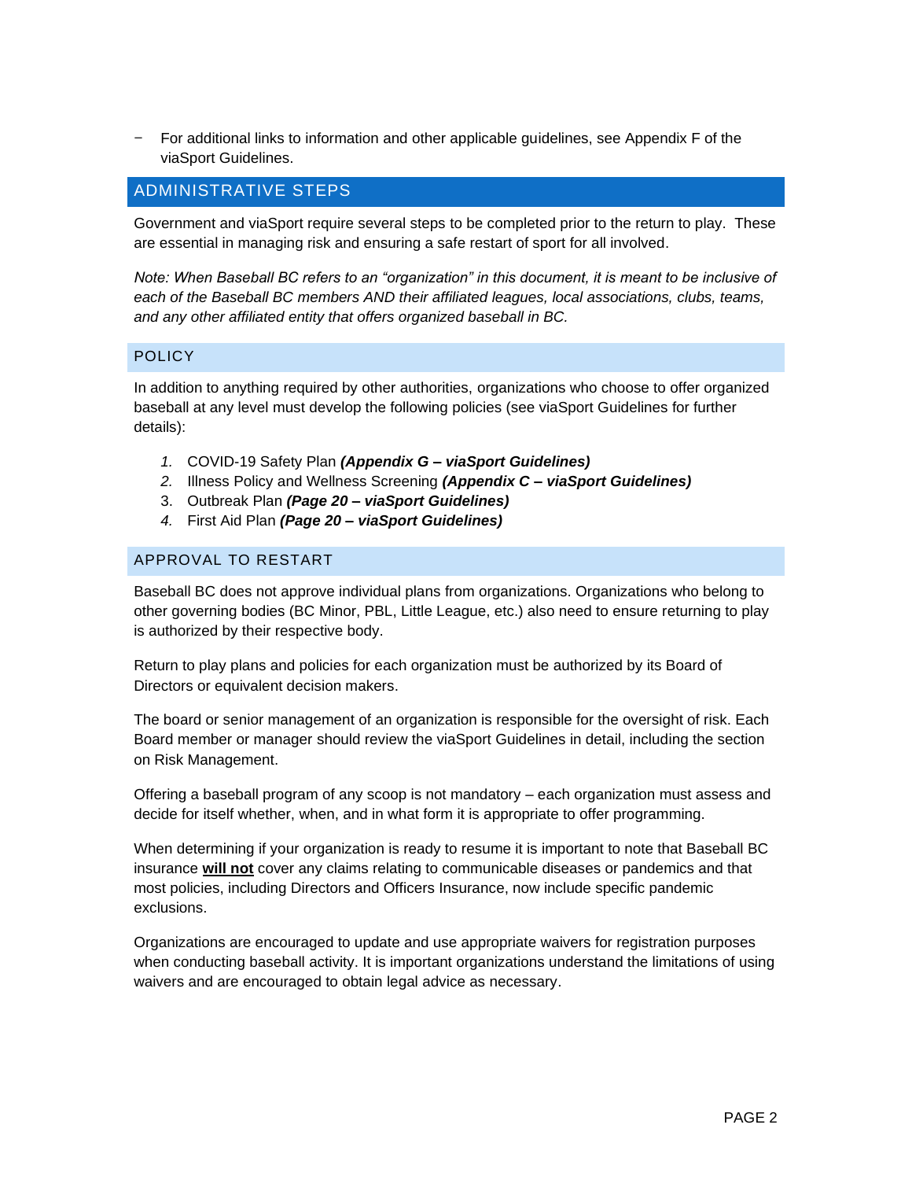- For additional links to information and other applicable guidelines, see Appendix F of the viaSport Guidelines.

## ADMINISTRATIVE STEPS

Government and viaSport require several steps to be completed prior to the return to play. These are essential in managing risk and ensuring a safe restart of sport for all involved.

*Note: When Baseball BC refers to an "organization" in this document, it is meant to be inclusive of each of the Baseball BC members AND their affiliated leagues, local associations, clubs, teams, and any other affiliated entity that offers organized baseball in BC.*

### POLICY

In addition to anything required by other authorities, organizations who choose to offer organized baseball at any level must develop the following policies (see viaSport Guidelines for further details):

1. COVID-19 Safety Plan ***(Appendix G – viaSport Guidelines)***
2. Illness Policy and Wellness Screening ***(Appendix C – viaSport Guidelines)***
3. Outbreak Plan ***(Page 20 – viaSport Guidelines)***
4. First Aid Plan ***(Page 20 – viaSport Guidelines)***

### APPROVAL TO RESTART

Baseball BC does not approve individual plans from organizations. Organizations who belong to other governing bodies (BC Minor, PBL, Little League, etc.) also need to ensure returning to play is authorized by their respective body.

Return to play plans and policies for each organization must be authorized by its Board of Directors or equivalent decision makers.

The board or senior management of an organization is responsible for the oversight of risk. Each Board member or manager should review the viaSport Guidelines in detail, including the section on Risk Management.

Offering a baseball program of any scoop is not mandatory – each organization must assess and decide for itself whether, when, and in what form it is appropriate to offer programming.

When determining if your organization is ready to resume it is important to note that Baseball BC insurance **<u>will not</u>** cover any claims relating to communicable diseases or pandemics and that most policies, including Directors and Officers Insurance, now include specific pandemic exclusions.

Organizations are encouraged to update and use appropriate waivers for registration purposes when conducting baseball activity. It is important organizations understand the limitations of using waivers and are encouraged to obtain legal advice as necessary.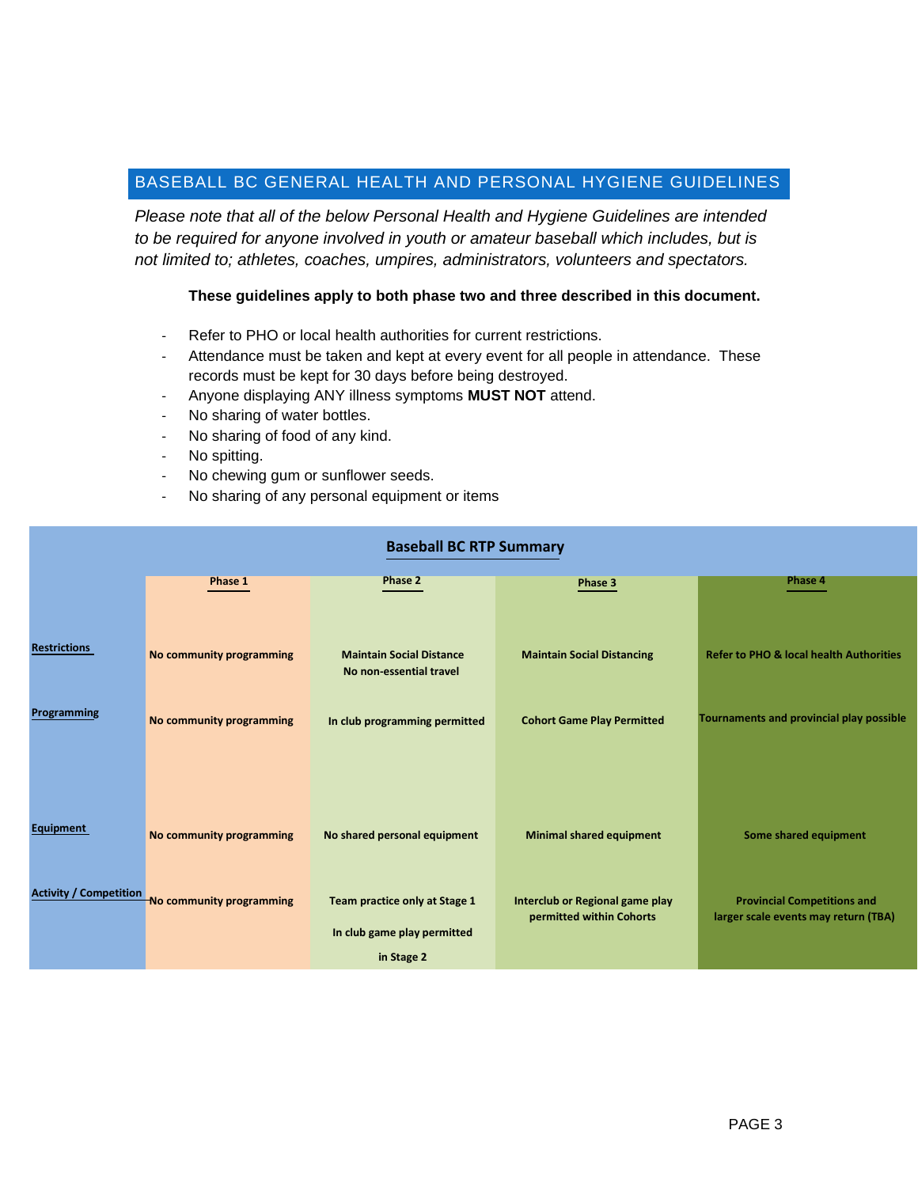## BASEBALL BC GENERAL HEALTH AND PERSONAL HYGIENE GUIDELINES

*Please note that all of the below Personal Health and Hygiene Guidelines are intended to be required for anyone involved in youth or amateur baseball which includes, but is not limited to; athletes, coaches, umpires, administrators, volunteers and spectators.*

**These guidelines apply to both phase two and three described in this document.**

- Refer to PHO or local health authorities for current restrictions.
- Attendance must be taken and kept at every event for all people in attendance. These records must be kept for 30 days before being destroyed.
- Anyone displaying ANY illness symptoms **MUST NOT** attend.
- No sharing of water bottles.
- No sharing of food of any kind.
- No spitting.
- No chewing gum or sunflower seeds.
- No sharing of any personal equipment or items

**Baseball BC RTP Summary**

| | Phase 1 | Phase 2 | Phase 3 | Phase 4 |
|---|---|---|---|---|
| **Restrictions** | No community programming | Maintain Social Distance<br>No non-essential travel | Maintain Social Distancing | Refer to PHO & local health Authorities |
| **Programming** | No community programming | In club programming permitted | Cohort Game Play Permitted | Tournaments and provincial play possible |
| **Equipment** | No community programming | No shared personal equipment | Minimal shared equipment | Some shared equipment |
| **Activity / Competition** | No community programming | Team practice only at Stage 1<br>In club game play permitted in Stage 2 | Interclub or Regional game play permitted within Cohorts | Provincial Competitions and larger scale events may return (TBA) |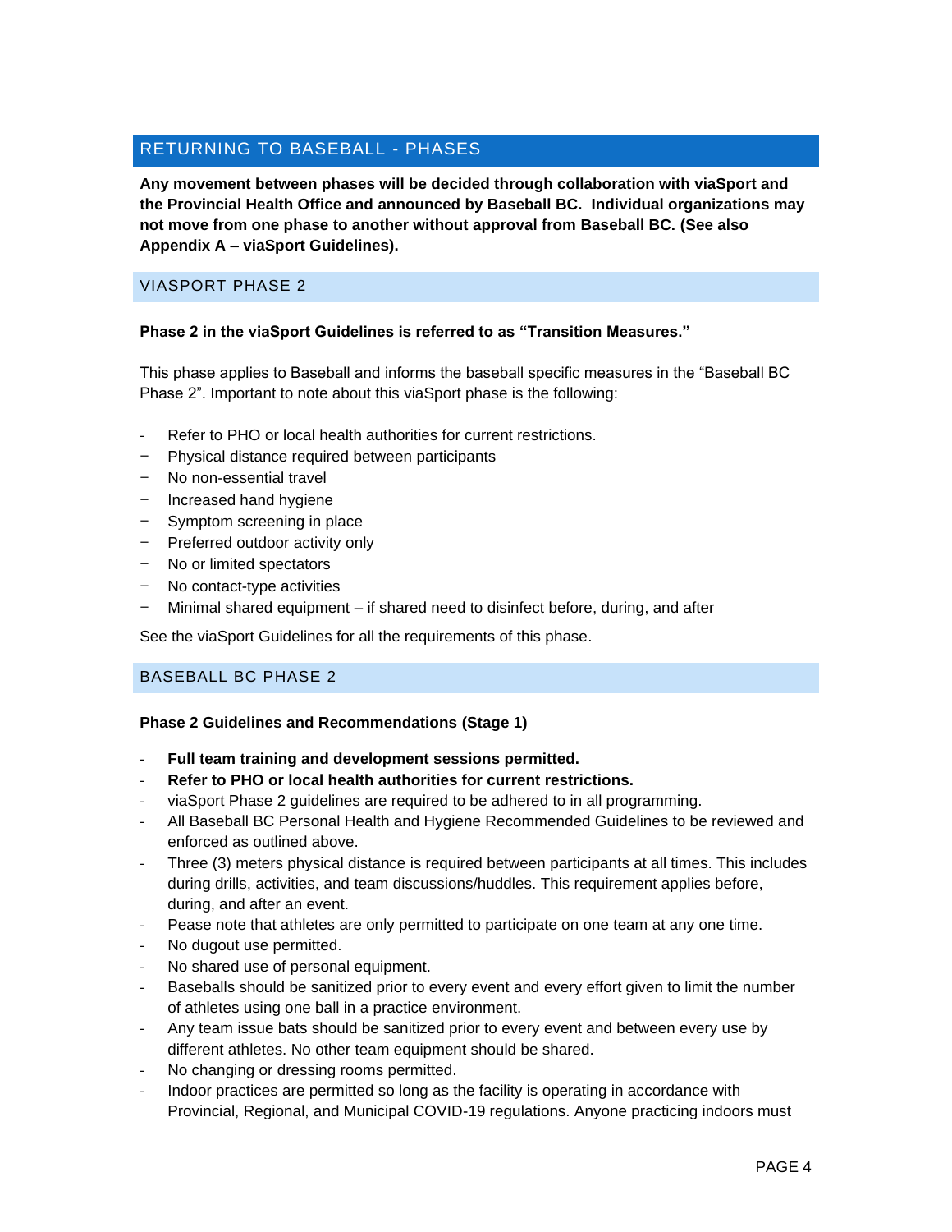## RETURNING TO BASEBALL - PHASES

**Any movement between phases will be decided through collaboration with viaSport and the Provincial Health Office and announced by Baseball BC. Individual organizations may not move from one phase to another without approval from Baseball BC. (See also Appendix A – viaSport Guidelines).**

### VIASPORT PHASE 2

**Phase 2 in the viaSport Guidelines is referred to as "Transition Measures."**

This phase applies to Baseball and informs the baseball specific measures in the "Baseball BC Phase 2". Important to note about this viaSport phase is the following:

- Refer to PHO or local health authorities for current restrictions.
- Physical distance required between participants
- No non-essential travel
- Increased hand hygiene
- Symptom screening in place
- Preferred outdoor activity only
- No or limited spectators
- No contact-type activities
- Minimal shared equipment – if shared need to disinfect before, during, and after

See the viaSport Guidelines for all the requirements of this phase.

### BASEBALL BC PHASE 2

**Phase 2 Guidelines and Recommendations (Stage 1)**

- **Full team training and development sessions permitted.**
- **Refer to PHO or local health authorities for current restrictions.**
- viaSport Phase 2 guidelines are required to be adhered to in all programming.
- All Baseball BC Personal Health and Hygiene Recommended Guidelines to be reviewed and enforced as outlined above.
- Three (3) meters physical distance is required between participants at all times. This includes during drills, activities, and team discussions/huddles. This requirement applies before, during, and after an event.
- Pease note that athletes are only permitted to participate on one team at any one time.
- No dugout use permitted.
- No shared use of personal equipment.
- Baseballs should be sanitized prior to every event and every effort given to limit the number of athletes using one ball in a practice environment.
- Any team issue bats should be sanitized prior to every event and between every use by different athletes. No other team equipment should be shared.
- No changing or dressing rooms permitted.
- Indoor practices are permitted so long as the facility is operating in accordance with Provincial, Regional, and Municipal COVID-19 regulations. Anyone practicing indoors must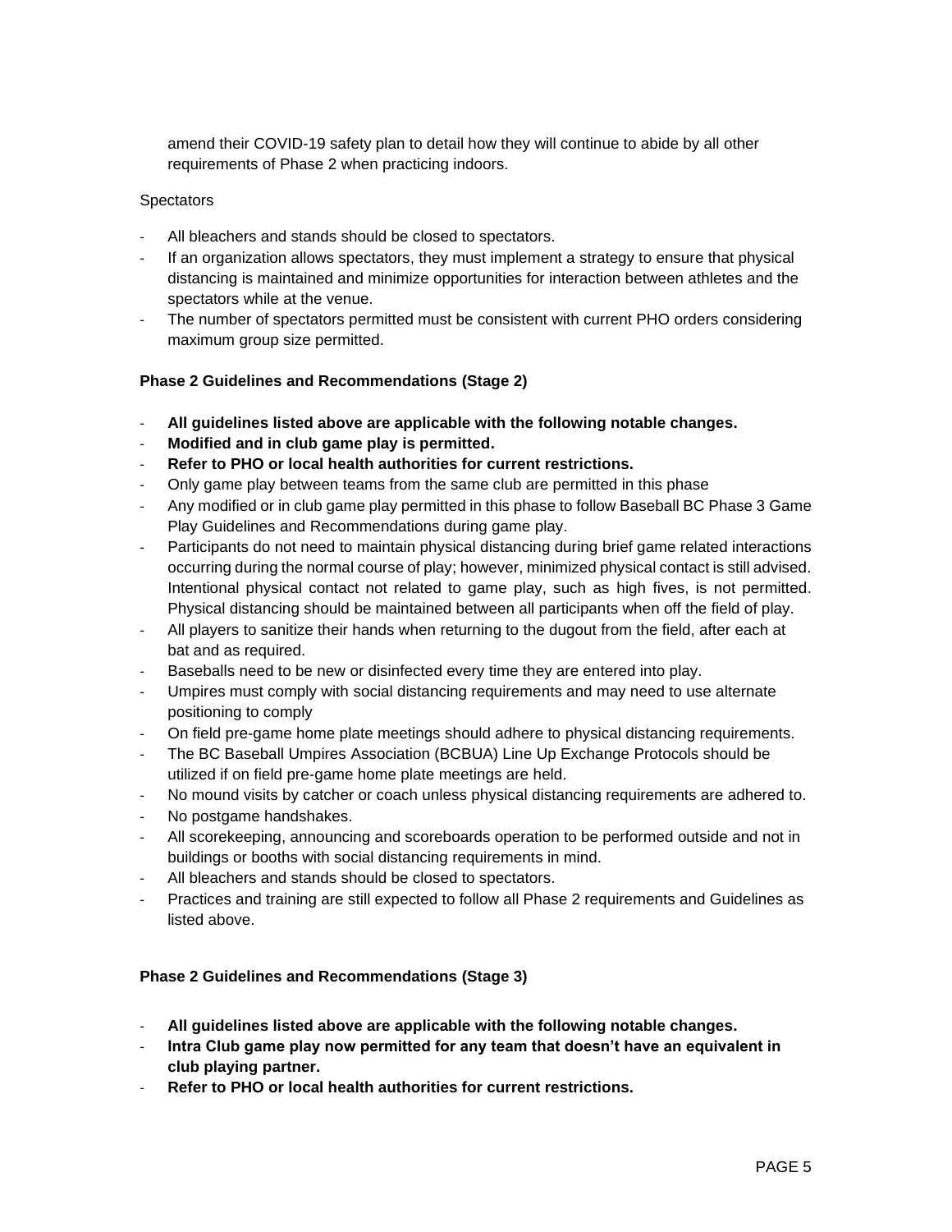amend their COVID-19 safety plan to detail how they will continue to abide by all other requirements of Phase 2 when practicing indoors.

Spectators

- All bleachers and stands should be closed to spectators.
- If an organization allows spectators, they must implement a strategy to ensure that physical distancing is maintained and minimize opportunities for interaction between athletes and the spectators while at the venue.
- The number of spectators permitted must be consistent with current PHO orders considering maximum group size permitted.

**Phase 2 Guidelines and Recommendations (Stage 2)**

- **All guidelines listed above are applicable with the following notable changes.**
- **Modified and in club game play is permitted.**
- **Refer to PHO or local health authorities for current restrictions.**
- Only game play between teams from the same club are permitted in this phase
- Any modified or in club game play permitted in this phase to follow Baseball BC Phase 3 Game Play Guidelines and Recommendations during game play.
- Participants do not need to maintain physical distancing during brief game related interactions occurring during the normal course of play; however, minimized physical contact is still advised. Intentional physical contact not related to game play, such as high fives, is not permitted. Physical distancing should be maintained between all participants when off the field of play.
- All players to sanitize their hands when returning to the dugout from the field, after each at bat and as required.
- Baseballs need to be new or disinfected every time they are entered into play.
- Umpires must comply with social distancing requirements and may need to use alternate positioning to comply
- On field pre-game home plate meetings should adhere to physical distancing requirements.
- The BC Baseball Umpires Association (BCBUA) Line Up Exchange Protocols should be utilized if on field pre-game home plate meetings are held.
- No mound visits by catcher or coach unless physical distancing requirements are adhered to.
- No postgame handshakes.
- All scorekeeping, announcing and scoreboards operation to be performed outside and not in buildings or booths with social distancing requirements in mind.
- All bleachers and stands should be closed to spectators.
- Practices and training are still expected to follow all Phase 2 requirements and Guidelines as listed above.

**Phase 2 Guidelines and Recommendations (Stage 3)**

- **All guidelines listed above are applicable with the following notable changes.**
- **Intra Club game play now permitted for any team that doesn't have an equivalent in club playing partner.**
- **Refer to PHO or local health authorities for current restrictions.**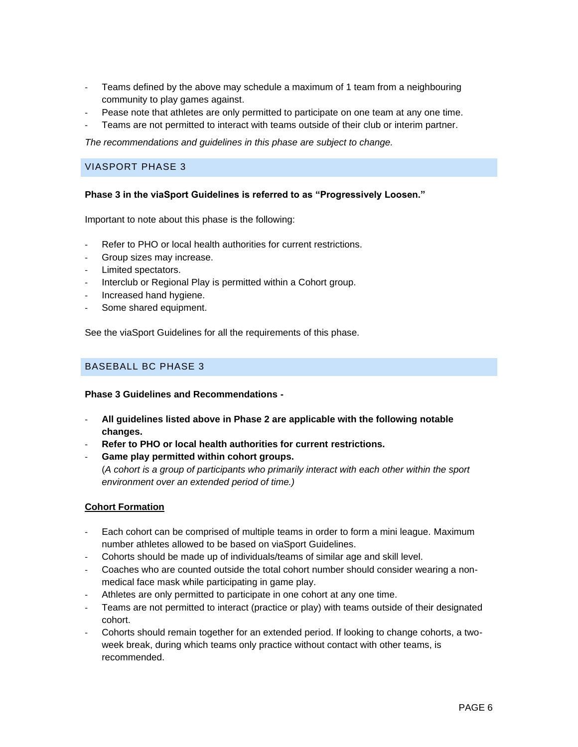- Teams defined by the above may schedule a maximum of 1 team from a neighbouring community to play games against.
- Pease note that athletes are only permitted to participate on one team at any one time.
- Teams are not permitted to interact with teams outside of their club or interim partner.

*The recommendations and guidelines in this phase are subject to change.*

## VIASPORT PHASE 3

**Phase 3 in the viaSport Guidelines is referred to as "Progressively Loosen."**

Important to note about this phase is the following:

- Refer to PHO or local health authorities for current restrictions.
- Group sizes may increase.
- Limited spectators.
- Interclub or Regional Play is permitted within a Cohort group.
- Increased hand hygiene.
- Some shared equipment.

See the viaSport Guidelines for all the requirements of this phase.

## BASEBALL BC PHASE 3

**Phase 3 Guidelines and Recommendations -**

- **All guidelines listed above in Phase 2 are applicable with the following notable changes.**
- **Refer to PHO or local health authorities for current restrictions.**
- **Game play permitted within cohort groups.**
  (*A cohort is a group of participants who primarily interact with each other within the sport environment over an extended period of time.)*

**Cohort Formation**

- Each cohort can be comprised of multiple teams in order to form a mini league. Maximum number athletes allowed to be based on viaSport Guidelines.
- Cohorts should be made up of individuals/teams of similar age and skill level.
- Coaches who are counted outside the total cohort number should consider wearing a non-medical face mask while participating in game play.
- Athletes are only permitted to participate in one cohort at any one time.
- Teams are not permitted to interact (practice or play) with teams outside of their designated cohort.
- Cohorts should remain together for an extended period. If looking to change cohorts, a two-week break, during which teams only practice without contact with other teams, is recommended.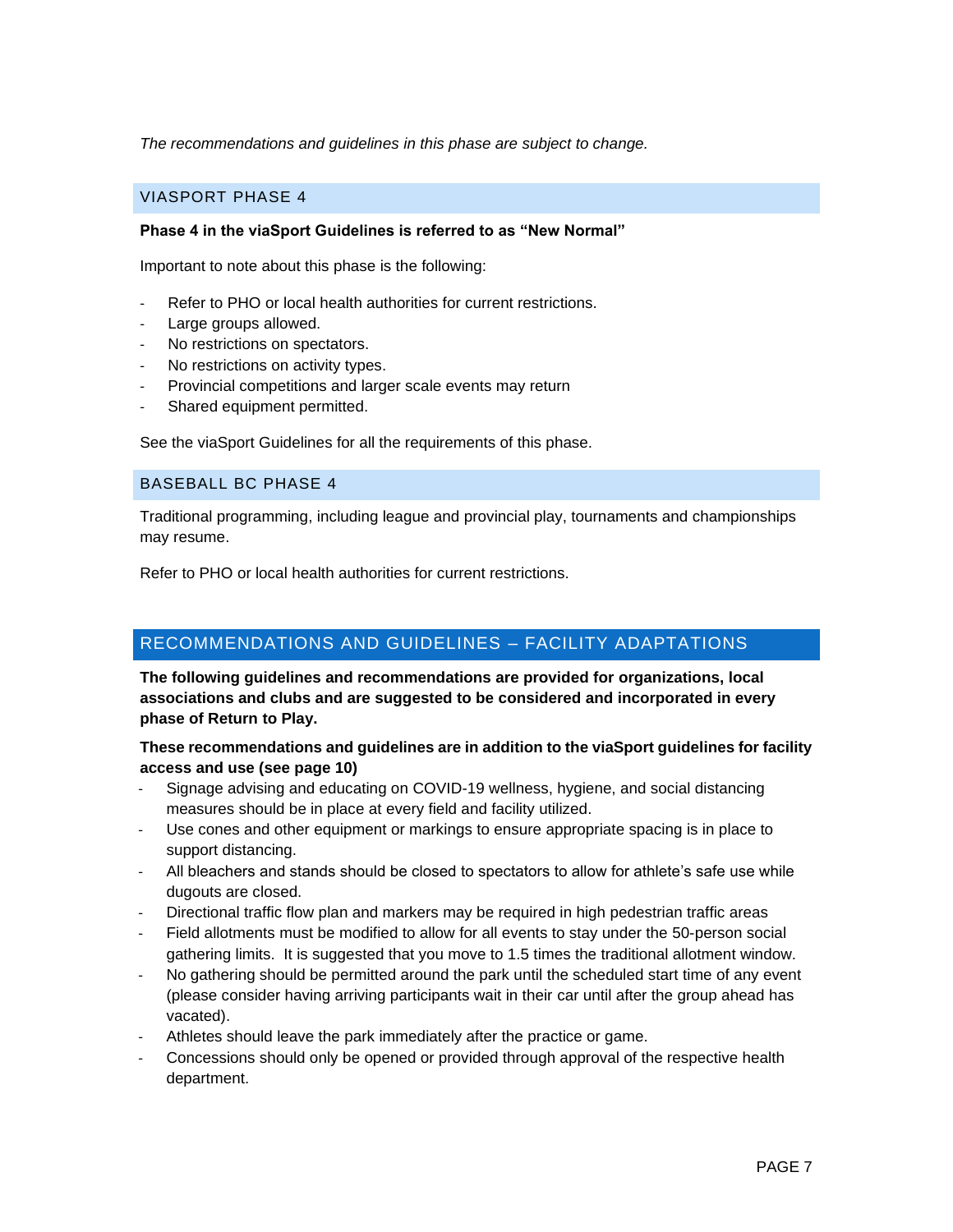*The recommendations and guidelines in this phase are subject to change.*

## VIASPORT PHASE 4

**Phase 4 in the viaSport Guidelines is referred to as "New Normal"**

Important to note about this phase is the following:

- Refer to PHO or local health authorities for current restrictions.
- Large groups allowed.
- No restrictions on spectators.
- No restrictions on activity types.
- Provincial competitions and larger scale events may return
- Shared equipment permitted.

See the viaSport Guidelines for all the requirements of this phase.

## BASEBALL BC PHASE 4

Traditional programming, including league and provincial play, tournaments and championships may resume.

Refer to PHO or local health authorities for current restrictions.

# RECOMMENDATIONS AND GUIDELINES – FACILITY ADAPTATIONS

**The following guidelines and recommendations are provided for organizations, local associations and clubs and are suggested to be considered and incorporated in every phase of Return to Play.**

**These recommendations and guidelines are in addition to the viaSport guidelines for facility access and use (see page 10)**

- Signage advising and educating on COVID-19 wellness, hygiene, and social distancing measures should be in place at every field and facility utilized.
- Use cones and other equipment or markings to ensure appropriate spacing is in place to support distancing.
- All bleachers and stands should be closed to spectators to allow for athlete's safe use while dugouts are closed.
- Directional traffic flow plan and markers may be required in high pedestrian traffic areas
- Field allotments must be modified to allow for all events to stay under the 50-person social gathering limits. It is suggested that you move to 1.5 times the traditional allotment window.
- No gathering should be permitted around the park until the scheduled start time of any event (please consider having arriving participants wait in their car until after the group ahead has vacated).
- Athletes should leave the park immediately after the practice or game.
- Concessions should only be opened or provided through approval of the respective health department.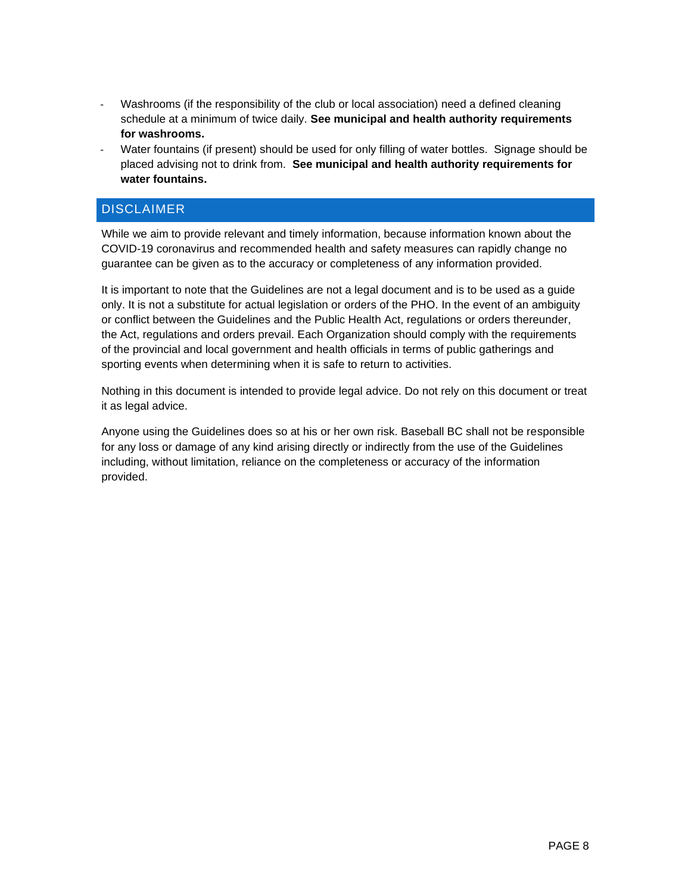- Washrooms (if the responsibility of the club or local association) need a defined cleaning schedule at a minimum of twice daily. **See municipal and health authority requirements for washrooms.**
- Water fountains (if present) should be used for only filling of water bottles. Signage should be placed advising not to drink from. **See municipal and health authority requirements for water fountains.**

## DISCLAIMER

While we aim to provide relevant and timely information, because information known about the COVID-19 coronavirus and recommended health and safety measures can rapidly change no guarantee can be given as to the accuracy or completeness of any information provided.

It is important to note that the Guidelines are not a legal document and is to be used as a guide only. It is not a substitute for actual legislation or orders of the PHO. In the event of an ambiguity or conflict between the Guidelines and the Public Health Act, regulations or orders thereunder, the Act, regulations and orders prevail. Each Organization should comply with the requirements of the provincial and local government and health officials in terms of public gatherings and sporting events when determining when it is safe to return to activities.

Nothing in this document is intended to provide legal advice. Do not rely on this document or treat it as legal advice.

Anyone using the Guidelines does so at his or her own risk. Baseball BC shall not be responsible for any loss or damage of any kind arising directly or indirectly from the use of the Guidelines including, without limitation, reliance on the completeness or accuracy of the information provided.